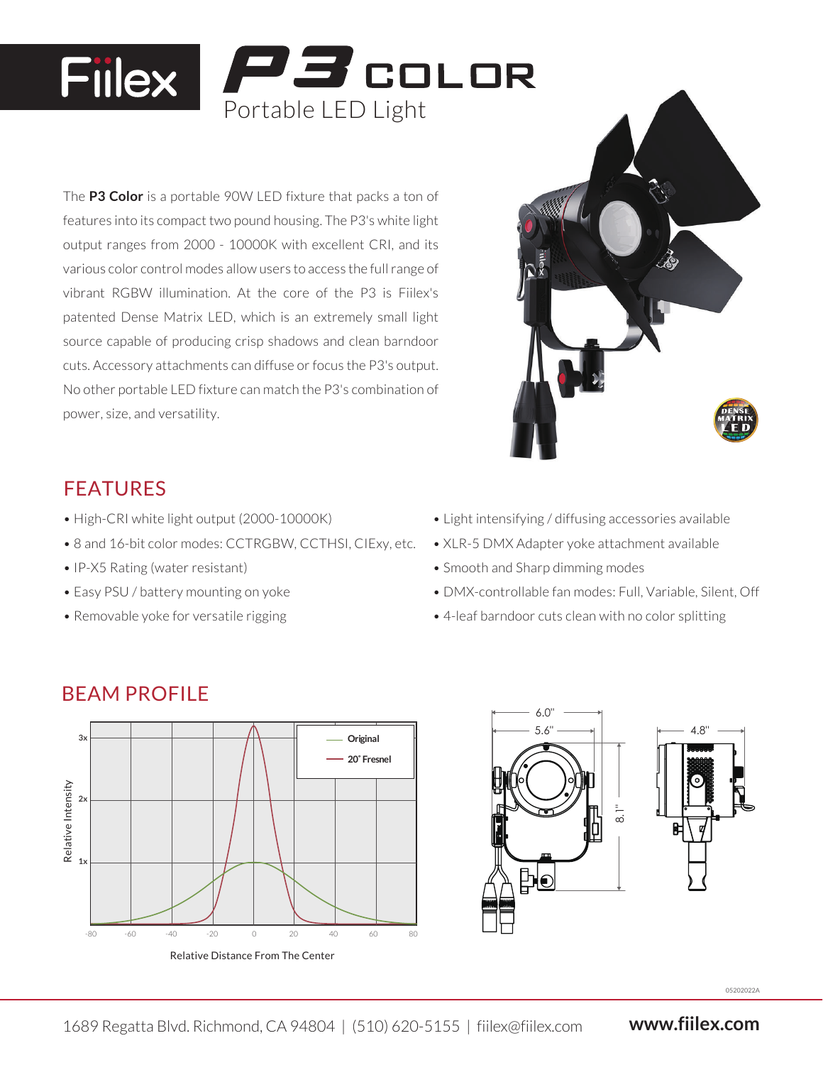# Fiilex P3 COLOR

Portable LED Light

The **P3 Color** is a portable 90W LED fixture that packs a ton of features into its compact two pound housing. The P3's white light output ranges from 2000 - 10000K with excellent CRI, and its various color control modes allow users to access the full range of vibrant RGBW illumination. At the core of the P3 is Fiilex's patented Dense Matrix LED, which is an extremely small light source capable of producing crisp shadows and clean barndoor cuts. Accessory attachments can diffuse or focus the P3's output. No other portable LED fixture can match the P3's combination of power, size, and versatility.

## FEATURES

- High-CRI white light output (2000-10000K)
- 8 and 16-bit color modes: CCTRGBW, CCTHSI, CIExy, etc.
- IP-X5 Rating (water resistant)
- Easy PSU / battery mounting on yoke
- Removable yoke for versatile rigging
- Light intensifying / diffusing accessories available
- XLR-5 DMX Adapter yoke attachment available
- Smooth and Sharp dimming modes
- DMX-controllable fan modes: Full, Variable, Silent, Off
- 4-leaf barndoor cuts clean with no color splitting

## BEAM PROFILE

Relative Intensity

3x
2x
1x

-80 -60 -40 -20 0 20 40 60 80

Relative Distance From The Center

Original
20˚ Fresnel

6.0"
5.6"
8.1"
4.8"

05202022A

1689 Regatta Blvd. Richmond, CA 94804 | (510) 620-5155 | fiilex@fiilex.com **www.fiilex.com**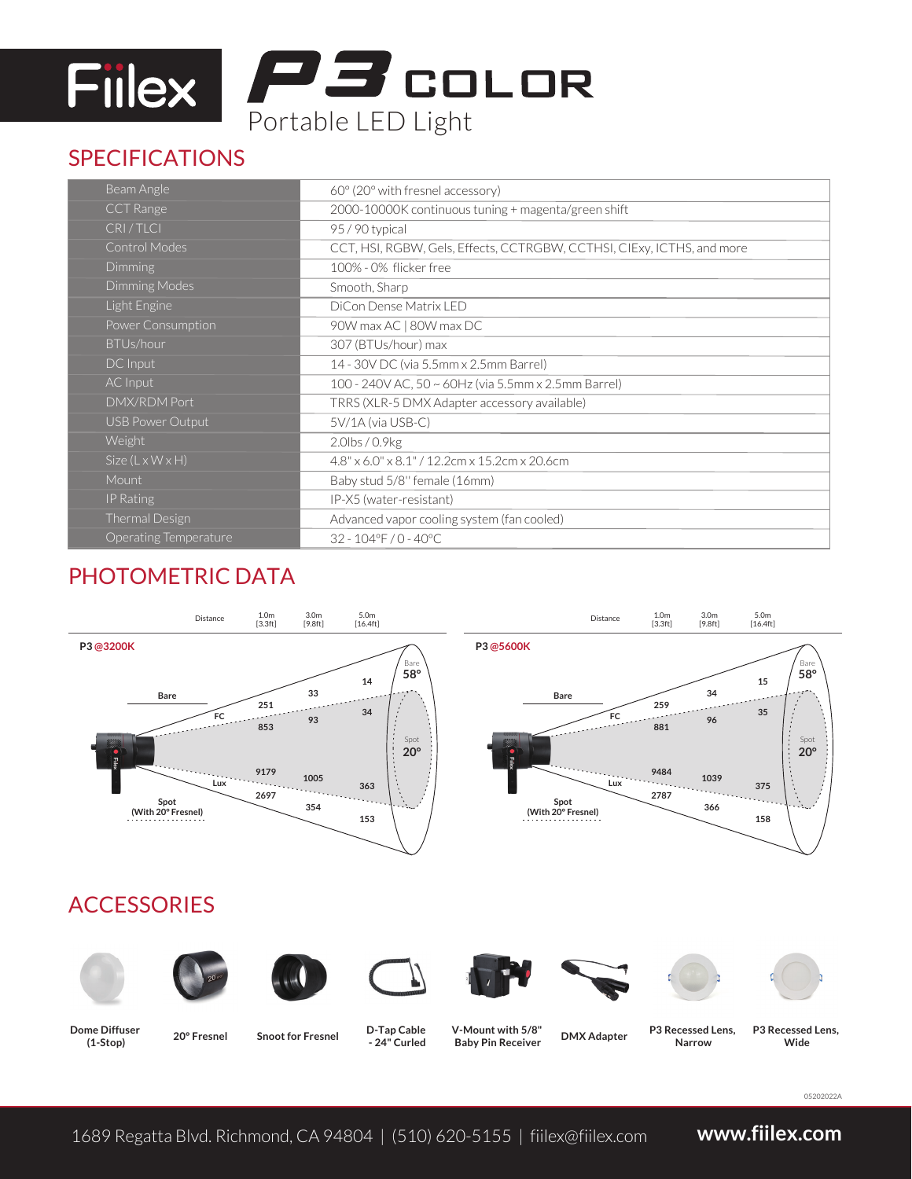# Fiilex P3 COLOR

Portable LED Light

## SPECIFICATIONS

| | |
|---|---|
| Beam Angle | 60° (20° with fresnel accessory) |
| CCT Range | 2000-10000K continuous tuning + magenta/green shift |
| CRI / TLCI | 95 / 90 typical |
| Control Modes | CCT, HSI, RGBW, Gels, Effects, CCTRGBW, CCTHSI, CIExy, ICTHS, and more |
| Dimming | 100% - 0% flicker free |
| Dimming Modes | Smooth, Sharp |
| Light Engine | DiCon Dense Matrix LED |
| Power Consumption | 90W max AC \| 80W max DC |
| BTUs/hour | 307 (BTUs/hour) max |
| DC Input | 14 - 30V DC (via 5.5mm x 2.5mm Barrel) |
| AC Input | 100 - 240V AC, 50 ~ 60Hz (via 5.5mm x 2.5mm Barrel) |
| DMX/RDM Port | TRRS (XLR-5 DMX Adapter accessory available) |
| USB Power Output | 5V/1A (via USB-C) |
| Weight | 2.0lbs / 0.9kg |
| Size (L x W x H) | 4.8" x 6.0" x 8.1" / 12.2cm x 15.2cm x 20.6cm |
| Mount | Baby stud 5/8" female (16mm) |
| IP Rating | IP-X5 (water-resistant) |
| Thermal Design | Advanced vapor cooling system (fan cooled) |
| Operating Temperature | 32 - 104°F / 0 - 40°C |

## PHOTOMETRIC DATA

P3 @3200K

Distance 1.0m [3.3ft] 3.0m [9.8ft] 5.0m [16.4ft]

Bare 58°

Bare FC: 251, 33, 14

Bare Lux: 853, 93, 34

Spot 20°

Spot (With 20° Fresnel) Lux: 9179, 1005, 363

Spot (With 20° Fresnel) FC: 2697, 354, 153

P3 @5600K

Distance 1.0m [3.3ft] 3.0m [9.8ft] 5.0m [16.4ft]

Bare 58°

Bare FC: 259, 34, 15

Bare Lux: 881, 96, 35

Spot 20°

Spot (With 20° Fresnel) Lux: 9484, 1039, 375

Spot (With 20° Fresnel) FC: 2787, 366, 158

## ACCESSORIES

- Dome Diffuser (1-Stop)
- 20° Fresnel
- Snoot for Fresnel
- D-Tap Cable - 24" Curled
- V-Mount with 5/8" Baby Pin Receiver
- DMX Adapter
- P3 Recessed Lens, Narrow
- P3 Recessed Lens, Wide

05202022A

1689 Regatta Blvd. Richmond, CA 94804 | (510) 620-5155 | fiilex@fiilex.com

**www.fiilex.com**